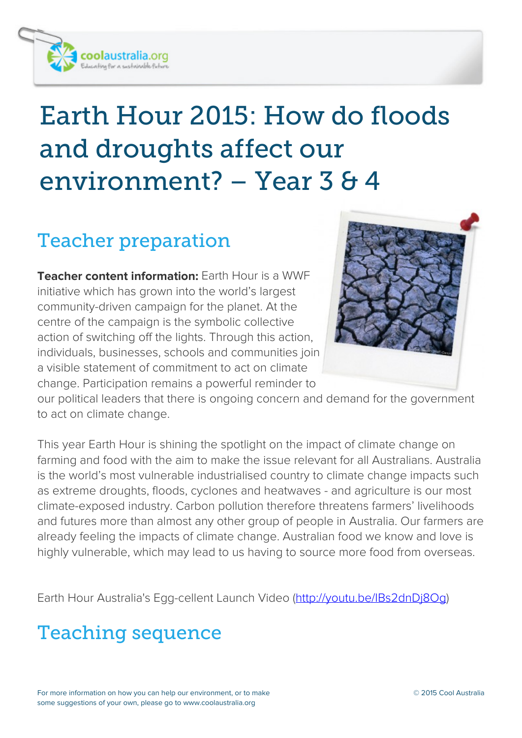# Earth Hour 2015: How do floods and droughts affect our environment? – Year 3 & 4

## Teacher preparation

**Teacher content information:** Earth Hour is a WWF initiative which has grown into the world's largest community-driven campaign for the planet. At the centre of the campaign is the symbolic collective action of switching off the lights. Through this action, individuals, businesses, schools and communities join a visible statement of commitment to act on climate change. Participation remains a powerful reminder to our political leaders that there is ongoing concern and demand for the government to act on climate change.

This year Earth Hour is shining the spotlight on the impact of climate change on farming and food with the aim to make the issue relevant for all Australians. Australia is the world's most vulnerable industrialised country to climate change impacts such as extreme droughts, floods, cyclones and heatwaves - and agriculture is our most climate-exposed industry. Carbon pollution therefore threatens farmers' livelihoods and futures more than almost any other group of people in Australia. Our farmers are already feeling the impacts of climate change. Australian food we know and love is highly vulnerable, which may lead to us having to source more food from overseas.

Earth Hour Australia's Egg-cellent Launch Video (http://youtu.be/lBs2dnDj8Og)

## Teaching sequence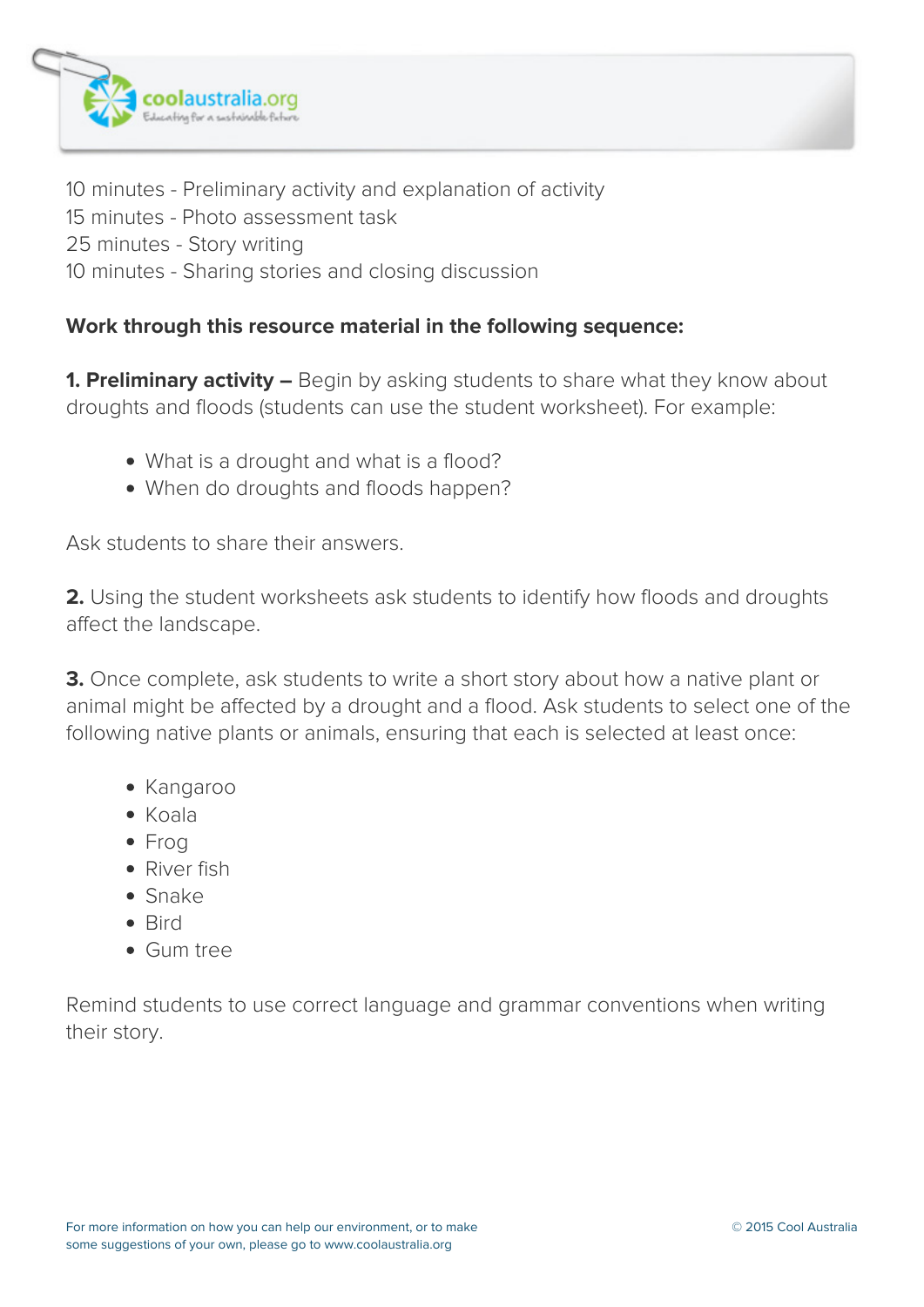10 minutes - Preliminary activity and explanation of activity
15 minutes - Photo assessment task
25 minutes - Story writing
10 minutes - Sharing stories and closing discussion

**Work through this resource material in the following sequence:**

**1. Preliminary activity –** Begin by asking students to share what they know about droughts and floods (students can use the student worksheet). For example:

- What is a drought and what is a flood?
- When do droughts and floods happen?

Ask students to share their answers.

**2.** Using the student worksheets ask students to identify how floods and droughts affect the landscape.

**3.** Once complete, ask students to write a short story about how a native plant or animal might be affected by a drought and a flood. Ask students to select one of the following native plants or animals, ensuring that each is selected at least once:

- Kangaroo
- Koala
- Frog
- River fish
- Snake
- Bird
- Gum tree

Remind students to use correct language and grammar conventions when writing their story.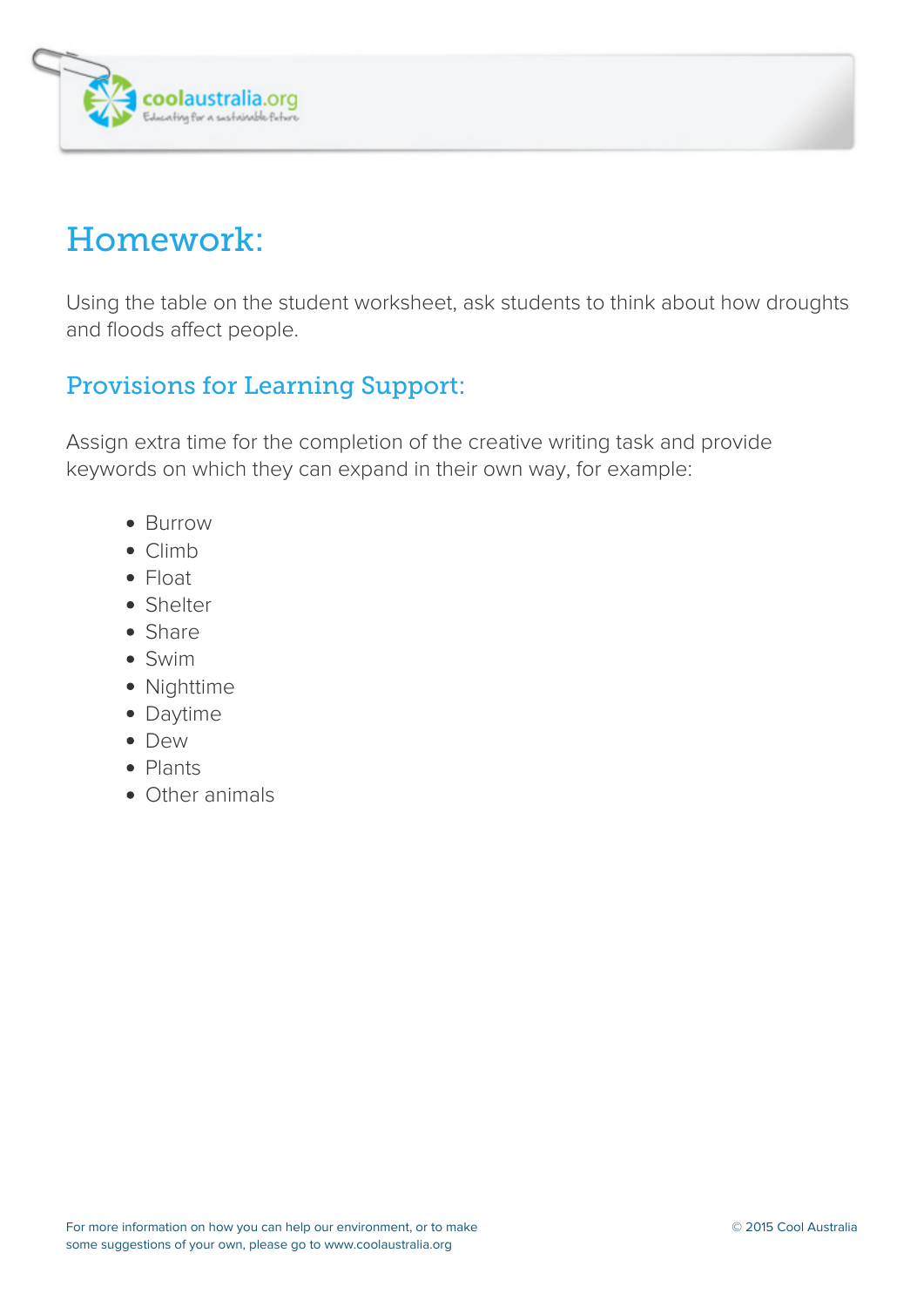# Homework:

Using the table on the student worksheet, ask students to think about how droughts and floods affect people.

## Provisions for Learning Support:

Assign extra time for the completion of the creative writing task and provide keywords on which they can expand in their own way, for example:

- Burrow
- Climb
- Float
- Shelter
- Share
- Swim
- Nighttime
- Daytime
- Dew
- Plants
- Other animals